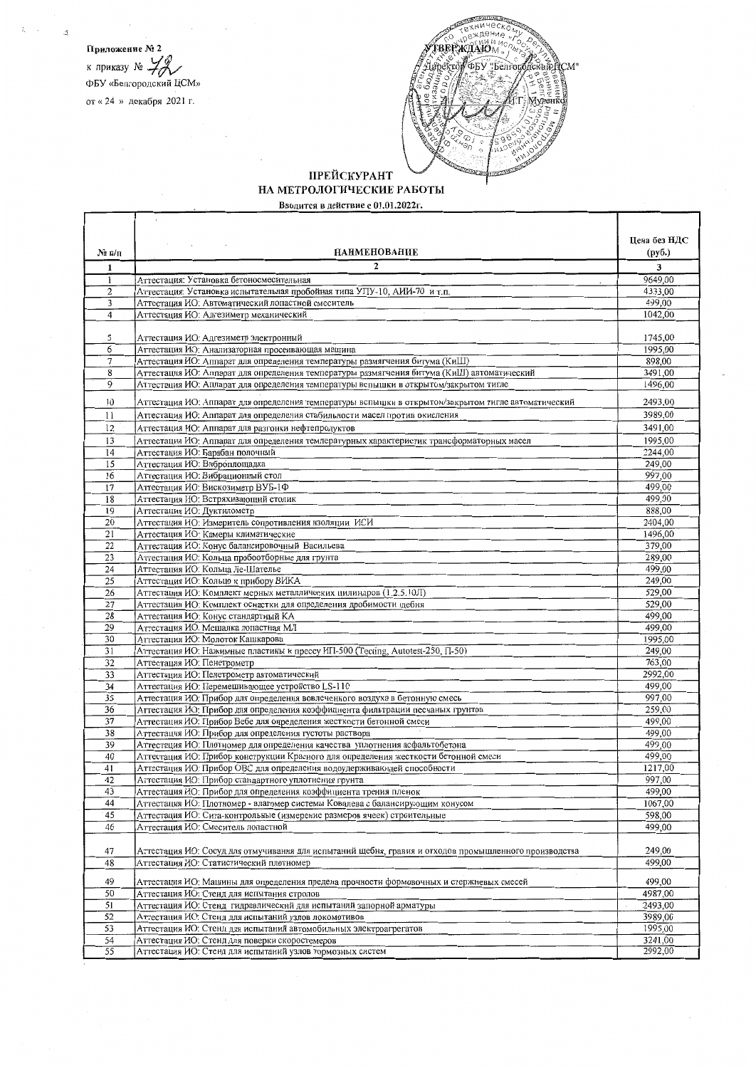Приложение № 2

к приказу № 72

ФБУ «Белгородский ЦСМ»

от « 24 » декабря 2021 г.

УТВЕРЖДАЮ

Директор ФБУ "Белгородский ЦСМ"

И.Г. Муленко

# ПРЕЙСКУРАНТ
## НА МЕТРОЛОГИЧЕСКИЕ РАБОТЫ

**Вводится в действие с 01.01.2022г.**

| № п/п | НАИМЕНОВАНИЕ | Цена без НДС (руб.) |
|---|---|---|
| 1 | 2 | 3 |
| 1 | Аттестация: Установка бетоносмесительная | 9649,00 |
| 2 | Аттестация: Установка испытательная пробойная типа УПУ-10, АИИ-70 и т.п. | 4333,00 |
| 3 | Аттестация ИО: Автоматический лопастной смеситель | 499,00 |
| 4 | Аттестация ИО: Адгезиметр механический | 1042,00 |
| 5 | Аттестация ИО: Адгезиметр электронный | 1745,00 |
| 6 | Аттестация ИО: Анализаторная просеивающая машина | 1995,00 |
| 7 | Аттестация ИО: Аппарат для определения температуры размягчения битума (КиШ) | 898,00 |
| 8 | Аттестация ИО: Аппарат для определения температуры размягчения битума (КиШ) автоматический | 3491,00 |
| 9 | Аттестация ИО: Аппарат для определения температуры вспышки в открытом/закрытом тигле | 1496,00 |
| 10 | Аттестация ИО: Аппарат для определения температуры вспышки в открытом/закрытом тигле автоматический | 2493,00 |
| 11 | Аттестация ИО: Аппарат для определения стабильности масел против окисления | 3989,00 |
| 12 | Аттестация ИО: Аппарат для разгонки нефтепродуктов | 3491,00 |
| 13 | Аттестация ИО: Аппарат для определения температурных характеристик трансформаторных масел | 1995,00 |
| 14 | Аттестация ИО: Барабан полочный | 2244,00 |
| 15 | Аттестация ИО: Виброплощадка | 249,00 |
| 16 | Аттестация ИО: Вибрационный стол | 997,00 |
| 17 | Аттестация ИО: Вискозиметр ВУБ-1Ф | 499,00 |
| 18 | Аттестация ИО: Встряхивающий столик | 499,00 |
| 19 | Аттестация ИО: Дуктилометр | 888,00 |
| 20 | Аттестация ИО: Измеритель сопротивления изоляции ИСИ | 2404,00 |
| 21 | Аттестация ИО: Камеры климатические | 1496,00 |
| 22 | Аттестация ИО: Конус балансировочный Васильева | 379,00 |
| 23 | Аттестация ИО: Кольца пробоотборные для грунта | 289,00 |
| 24 | Аттестация ИО: Кольца Ле-Шателье | 499,00 |
| 25 | Аттестация ИО: Кольцо к прибору ВИКА | 249,00 |
| 26 | Аттестация ИО: Комплект мерных металлических цилиндров (1,2,5,10Л) | 529,00 |
| 27 | Аттестация ИО: Комплект оснастки для определения дробимости щебня | 529,00 |
| 28 | Аттестация ИО: Конус стандартный КА | 499,00 |
| 29 | Аттестация ИО: Мешалка лопастная МЛ | 499,00 |
| 30 | Аттестация ИО: Молоток Кашкарова | 1995,00 |
| 31 | Аттестация ИО: Нажимные пластины к прессу ИП-500 (Tecting, Autotest-250, П-50) | 249,00 |
| 32 | Аттестация ИО: Пенетрометр | 763,00 |
| 33 | Аттестация ИО: Пенетрометр автоматический | 2992,00 |
| 34 | Аттестация ИО: Перемешивающее устройство LS-110 | 499,00 |
| 35 | Аттестация ИО: Прибор для определения вовлеченного воздуха в бетонную смесь | 997,00 |
| 36 | Аттестация ИО: Прибор для определения коэффициента фильтрации песчаных грунтов | 259,00 |
| 37 | Аттестация ИО: Прибор Вебе для определения жесткости бетонной смеси | 499,00 |
| 38 | Аттестация ИО: Прибор для определения густоты раствора | 499,00 |
| 39 | Аттестация ИО: Плотномер для определения качества уплотнения асфальтобетона | 499,00 |
| 40 | Аттестация ИО: Прибор конструкции Красного для определения жесткости бетонной смеси | 499,00 |
| 41 | Аттестация ИО: Прибор ОВС для определения водоудерживающей способности | 1217,00 |
| 42 | Аттестация ИО: Прибор стандартного уплотнения грунта | 997,00 |
| 43 | Аттестация ИО: Прибор для определения коэффициента трения пленок | 499,00 |
| 44 | Аттестация ИО: Плотномер - влагомер системы Ковалева с балансирующим конусом | 1067,00 |
| 45 | Аттестация ИО: Сита-контрольные (измерение размеров ячеек) строительные | 598,00 |
| 46 | Аттестация ИО: Смеситель лопастной | 499,00 |
| 47 | Аттестация ИО: Сосуд для отмучивания для испытаний щебня, гравия и отходов промышленного производства | 249,00 |
| 48 | Аттестация ИО: Статистический плотномер | 499,00 |
| 49 | Аттестация ИО: Машины для определения предела прочности формовочных и стержневых смесей | 499,00 |
| 50 | Аттестация ИО: Стенд для испытания стропов | 4987,00 |
| 51 | Аттестация ИО: Стенд гидравлический для испытаний запорной арматуры | 2493,00 |
| 52 | Аттестация ИО: Стенд для испытаний узлов локомотивов | 3989,00 |
| 53 | Аттестация ИО: Стенд для испытаний автомобильных электроагрегатов | 1995,00 |
| 54 | Аттестация ИО: Стенд для поверки скоростемеров | 3241,00 |
| 55 | Аттестация ИО: Стенд для испытаний узлов тормозных систем | 2992,00 |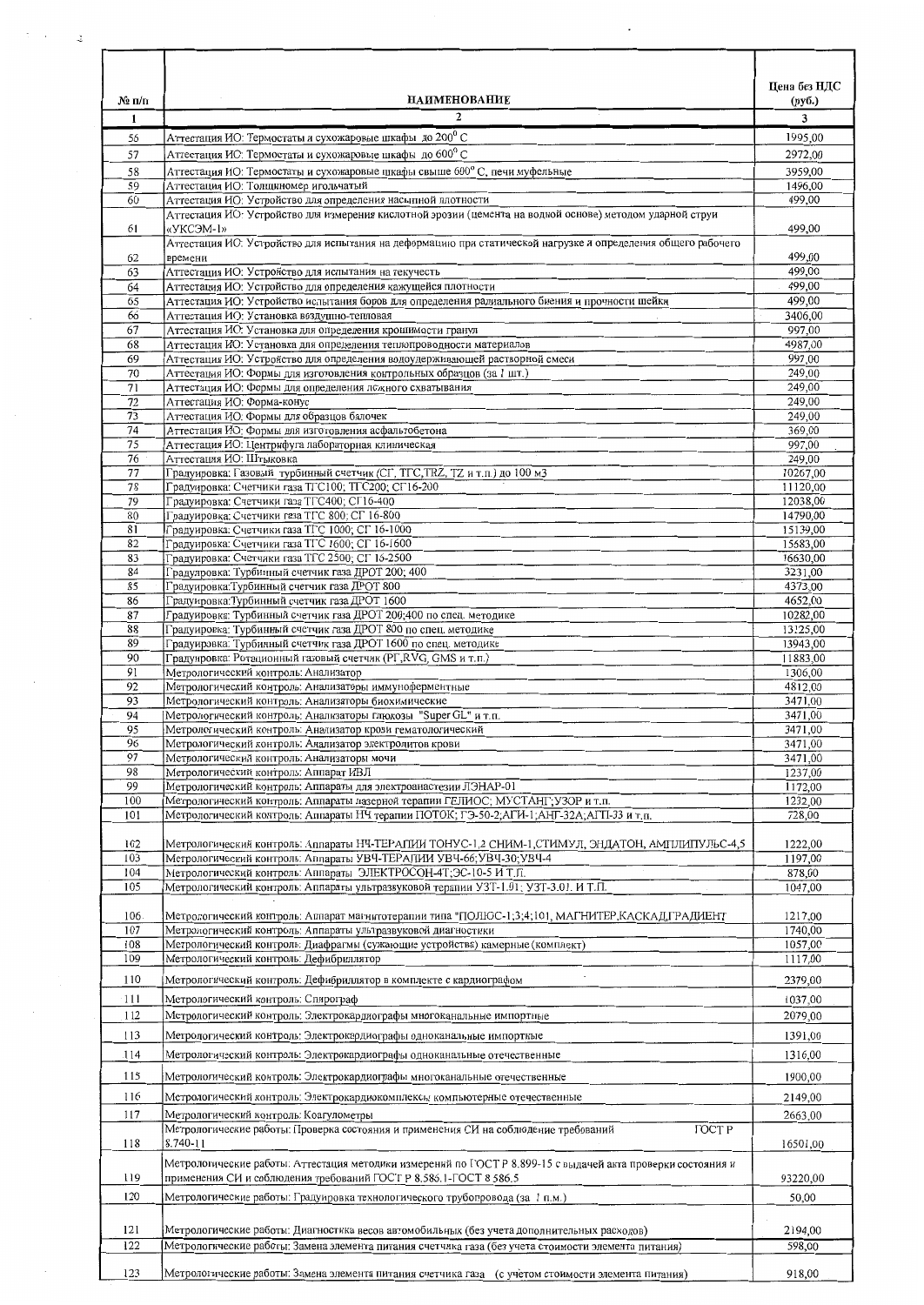| № п/п | НАИМЕНОВАНИЕ | Цена без НДС (руб.) |
|---|---|---|
| 1 | 2 | 3 |
| 56 | Аттестация ИО: Термостаты и сухожаровые шкафы до 200$^0$ С | 1995,00 |
| 57 | Аттестация ИО: Термостаты и сухожаровые шкафы до 600$^0$ С | 2972,00 |
| 58 | Аттестация ИО: Термостаты и сухожаровые шкафы свыше 600$^0$ С, печи муфельные | 3959,00 |
| 59 | Аттестация ИО: Толщиномер игольчатый | 1496,00 |
| 60 | Аттестация ИО: Устройство для определения насыпной плотности | 499,00 |
| 61 | Аттестация ИО: Устройство для измерения кислотной эрозии (цемента на водной основе) методом ударной струи «УКСЭМ-1» | 499,00 |
| 62 | Аттестация ИО: Устройство для испытания на деформацию при статической нагрузке и определения общего рабочего времени | 499,00 |
| 63 | Аттестация ИО: Устройство для испытания на текучесть | 499,00 |
| 64 | Аттестация ИО: Устройство для определения кажущейся плотности | 499,00 |
| 65 | Аттестация ИО: Устройство испытания боров для определения радиального биения и прочности шейки | 499,00 |
| 66 | Аттестация ИО: Установка воздушно-тепловая | 3406,00 |
| 67 | Аттестация ИО: Установка для определения крошимости гранул | 997,00 |
| 68 | Аттестация ИО: Установка для определения теплопроводности материалов | 4987,00 |
| 69 | Аттестация ИО: Устройство для определения водоудерживающей растворной смеси | 997,00 |
| 70 | Аттестация ИО: Формы для изготовления контрольных образцов (за 1 шт.) | 249,00 |
| 71 | Аттестация ИО: Формы для определения ложного схватывания | 249,00 |
| 72 | Аттестация ИО: Форма-конус | 249,00 |
| 73 | Аттестация ИО: Формы для образцов балочек | 249,00 |
| 74 | Аттестация ИО: Формы для изготовления асфальтобетона | 369,00 |
| 75 | Аттестация ИО: Центрифуга лабораторная клиническая | 997,00 |
| 76 | Аттестация ИО: Штыковка | 249,00 |
| 77 | Градуировка: Газовый турбинный счетчик (СГ, ТГС,TRZ, TZ и т.п.) до 100 м3 | 10267,00 |
| 78 | Градуировка: Счетчики газа ТГС100; ТГС200; СГ16-200 | 11120,00 |
| 79 | Градуировка: Счетчики газа ТГС400; СГ16-400 | 12038,00 |
| 80 | Градуировка: Счетчики газа ТГС 800; СГ 16-800 | 14790,00 |
| 81 | Градуировка: Счетчики газа ТГС 1000; СГ 16-1000 | 15139,00 |
| 82 | Градуировка: Счетчики газа ТГС 1600; СГ 16-1600 | 15683,00 |
| 83 | Градуировка: Счетчики газа ТГС 2500; СГ 16-2500 | 16630,00 |
| 84 | Градуировка: Турбинный счетчик газа ДРОТ 200; 400 | 3231,00 |
| 85 | Градуировка:Турбинный счетчик газа ДРОТ 800 | 4373,00 |
| 86 | Градуировка:Турбинный счетчик газа ДРОТ 1600 | 4652,00 |
| 87 | Градуировка: Турбинный счетчик газа ДРОТ 200;400 по спец. методике | 10282,00 |
| 88 | Градуировка: Турбинный счетчик газа ДРОТ 800 по спец. методике | 13125,00 |
| 89 | Градуировка: Турбинный счетчик газа ДРОТ 1600 по спец. методике | 13943,00 |
| 90 | Градуировка: Ротационный газовый счетчик (РГ,RVG, GMS и т.п.) | 11883,00 |
| 91 | Метрологический контроль: Анализатор | 1306,00 |
| 92 | Метрологический контроль: Анализаторы иммуноферментные | 4812,00 |
| 93 | Метрологический контроль: Анализаторы биохимические | 3471,00 |
| 94 | Метрологический контроль: Анализаторы глюкозы "Super GL" и т.п. | 3471,00 |
| 95 | Метрологический контроль: Анализатор крови гематологический | 3471,00 |
| 96 | Метрологический контроль: Анализатор электролитов крови | 3471,00 |
| 97 | Метрологический контроль: Анализаторы мочи | 3471,00 |
| 98 | Метрологический контроль: Аппарат ИВЛ | 1237,00 |
| 99 | Метрологический контроль: Аппараты для электроанастезии ЛЭНАР-01 | 1172,00 |
| 100 | Метрологический контроль: Аппараты лазерной терапии ГЕЛИОС; МУСТАНГ;УЗОР и т.п. | 1232,00 |
| 101 | Метрологический контроль: Аппараты НЧ терапии ПОТОК; ГЭ-50-2;АГИ-1;АНГ-32А;АГП-33 и т.п. | 728,00 |
| 102 | Метрологический контроль: Аппараты НЧ-ТЕРАПИИ ТОНУС-1,2 СНИМ-1,СТИМУЛ, ЭНДАТОН, АМПЛИПУЛЬС-4,5 | 1222,00 |
| 103 | Метрологический контроль: Аппараты УВЧ-ТЕРАПИИ УВЧ-66;УВЧ-30;УВЧ-4 | 1197,00 |
| 104 | Метрологический контроль: Аппараты ЭЛЕКТРОСОН-4Т;ЭС-10-5 И Т.П. | 878,00 |
| 105 | Метрологический контроль: Аппараты ультразвуковой терапии УЗТ-1.01; УЗТ-3.01 И Т.П. | 1047,00 |
| 106 | Метрологический контроль: Аппарат магнитотерапии типа "ПОЛЮС-1;3;4;101, МАГНИТЕР,КАСКАД,ГРАДИЕНТ | 1217,00 |
| 107 | Метрологический контроль: Аппараты ультразвуковой диагностики | 1740,00 |
| 108 | Метрологический контроль: Диафрагмы (сужающие устройства) камерные (комплект) | 1057,00 |
| 109 | Метрологический контроль: Дефибриллятор | 1117,00 |
| 110 | Метрологический контроль: Дефибриллятор в комплекте с кардиографом | 2379,00 |
| 111 | Метрологический контроль: Спирограф | 1037,00 |
| 112 | Метрологический контроль: Электрокардиографы многоканальные импортные | 2079,00 |
| 113 | Метрологический контроль: Электрокардиографы одноканальные импортные | 1391,00 |
| 114 | Метрологический контроль: Электрокардиографы одноканальные отечественные | 1316,00 |
| 115 | Метрологический контроль: Электрокардиографы многоканальные отечественные | 1900,00 |
| 116 | Метрологический контроль: Электрокардиокомплексы компьютерные отечественные | 2149,00 |
| 117 | Метрологический контроль: Коагулометры | 2663,00 |
| 118 | Метрологические работы: Проверка состояния и применения СИ на соблюдение требований ГОСТ Р 8.740-11 | 16501,00 |
| 119 | Метрологические работы: Аттестация методики измерений по ГОСТ Р 8.899-15 с выдачей акта проверки состояния и применения СИ и соблюдения требований ГОСТ Р 8.586.1-ГОСТ 8 586.5 | 93220,00 |
| 120 | Метрологические работы: Градуировка технологического трубопровода (за 1 п.м.) | 50,00 |
| 121 | Метрологические работы: Диагностика весов автомобильных (без учета дополнительных расходов) | 2194,00 |
| 122 | Метрологические работы: Замена элемента питания счетчика газа (без учета стоимости элемента питания) | 598,00 |
| 123 | Метрологические работы: Замена элемента питания счетчика газа (с учётом стоимости элемента питания) | 918,00 |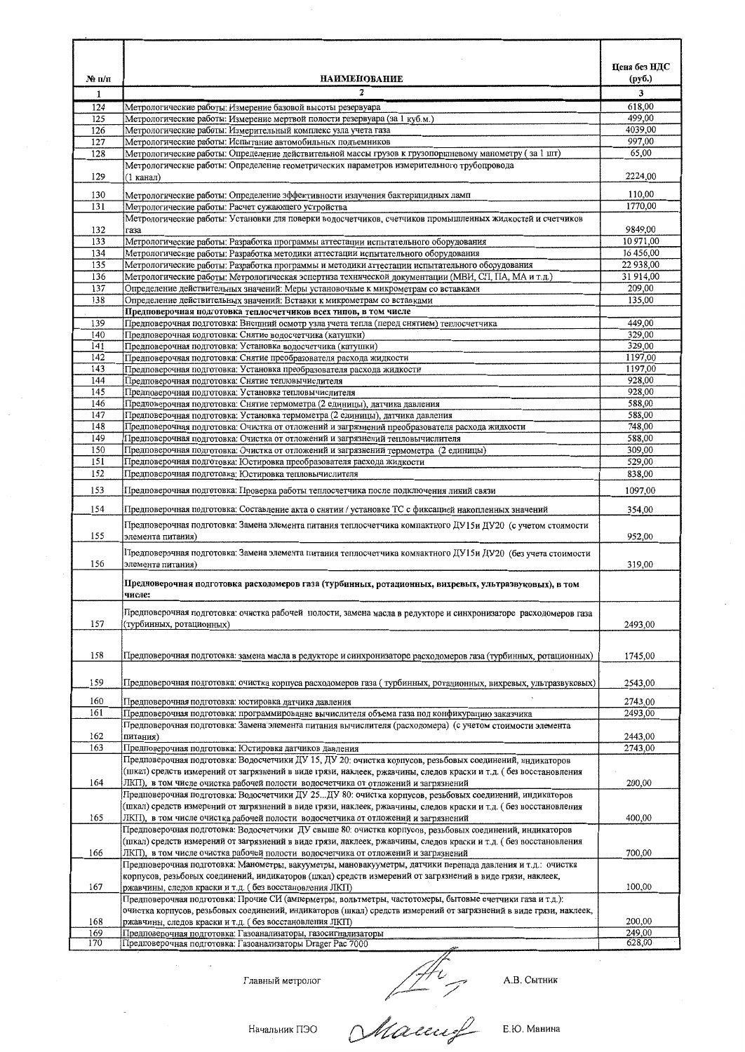| № п/п | НАИМЕНОВАНИЕ | Цена без НДС (руб.) |
|---|---|---|
| 1 | 2 | 3 |
| 124 | Метрологические работы: Измерение базовой высоты резервуара | 618,00 |
| 125 | Метрологические работы: Измерение мертвой полости резервуара (за 1 куб.м.) | 499,00 |
| 126 | Метрологические работы: Измерительный комплекс узла учета газа | 4039,00 |
| 127 | Метрологические работы: Испытание автомобильных подъемников | 997,00 |
| 128 | Метрологические работы: Определение действительной массы грузов к грузопоршневому манометру ( за 1 шт) | 65,00 |
| 129 | Метрологические работы: Определение геометрических параметров измерительного трубопровода (1 канал) | 2224,00 |
| 130 | Метрологические работы: Определение эффективности излучения бактерицидных ламп | 110,00 |
| 131 | Метрологические работы: Расчет сужающего устройства | 1770,00 |
| 132 | Метрологические работы: Установки для поверки водосчетчиков, счетчиков промышленных жидкостей и счетчиков газа | 9849,00 |
| 133 | Метрологические работы: Разработка программы аттестации испытательного оборудования | 10 971,00 |
| 134 | Метрологические работы: Разработка методики аттестации испытательного оборудования | 16 456,00 |
| 135 | Метрологические работы: Разработка программы и методики аттестации испытательного оборудования | 22 938,00 |
| 136 | Метрологические работы: Метрологическая экспертиза технической документации (МВИ, СП, ПА, МА и т.д.) | 31 914,00 |
| 137 | Определение действительных значений: Меры установочные к микрометрам со вставками | 209,00 |
| 138 | Определение действительных значений: Вставки к микрометрам со вставками | 135,00 |
| | **Предповерочная подготовка теплосчетчиков всех типов, в том числе** | |
| 139 | Предповерочная подготовка: Внешний осмотр узла учета тепла (перед снятием) теплосчетчика | 449,00 |
| 140 | Предповерочная подготовка: Снятие водосчетчика (катушки) | 329,00 |
| 141 | Предповерочная подготовка: Установка водосчетчика (катушки) | 329,00 |
| 142 | Предповерочная подготовка: Снятие преобразователя расхода жидкости | 1197,00 |
| 143 | Предповерочная подготовка: Установка преобразователя расхода жидкости | 1197,00 |
| 144 | Предповерочная подготовка: Снятие тепловычислителя | 928,00 |
| 145 | Предповерочная подготовка: Установка тепловычислителя | 928,00 |
| 146 | Предповерочная подготовка: Снятие термометра (2 единицы), датчика давления | 588,00 |
| 147 | Предповерочная подготовка: Установка термометра (2 единицы), датчика давления | 588,00 |
| 148 | Предповерочная подготовка: Очистка от отложений и загрязнений преобразователя расхода жидкости | 748,00 |
| 149 | Предповерочная подготовка: Очистка от отложений и загрязнений тепловычислителя | 588,00 |
| 150 | Предповерочная подготовка: Очистка от отложений и загрязнений термометра (2 единицы) | 309,00 |
| 151 | Предповерочная подготовка: Юстировка преобразователя расхода жидкости | 529,00 |
| 152 | Предповерочная подготовка: Юстировка тепловычислителя | 838,00 |
| 153 | Предповерочная подготовка: Проверка работы теплосчетчика после подключения линий связи | 1097,00 |
| 154 | Предповерочная подготовка: Составление акта о снятии / установке ТС с фиксацией накопленных значений | 354,00 |
| 155 | Предповерочная подготовка: Замена элемента питания теплосчетчика компактного ДУ15и ДУ20 (с учетом стоимости элемента питания) | 952,00 |
| 156 | Предповерочная подготовка: Замена элемента питания теплосчетчика компактного ДУ15и ДУ20 (без учета стоимости элемента питания) | 319,00 |
| | **Предповерочная подготовка расходомеров газа (турбинных, ротационных, вихревых, ультразвуковых), в том числе:** | |
| 157 | Предповерочная подготовка: очистка рабочей полости, замена масла в редукторе и синхронизаторе расходомеров газа (турбинных, ротационных) | 2493,00 |
| 158 | Предповерочная подготовка: замена масла в редукторе и синхронизаторе расходомеров газа (турбинных, ротационных) | 1745,00 |
| 159 | Предповерочная подготовка: очистка корпуса расходомеров газа ( турбинных, ротационных, вихревых, ультразвуковых) | 2543,00 |
| 160 | Предповерочная подготовка: юстировка датчика давления | 2743,00 |
| 161 | Предповерочная подготовка: программирование вычислителя объема газа под конфигурацию заказчика | 2493,00 |
| 162 | Предповерочная подготовка: Замена элемента питания вычислителя (расходомера) (с учетом стоимости элемента питания) | 2443,00 |
| 163 | Предповерочная подготовка: Юстировка датчиков давления | 2743,00 |
| 164 | Предповерочная подготовка: Водосчетчики ДУ 15, ДУ 20: очистка корпусов, резьбовых соединений, индикаторов (шкал) средств измерений от загрязнений в виде грязи, наклеек, ржавчины, следов краски и т.д. ( без восстановления ЛКП), в том числе очистка рабочей полости водосчетчика от отложений и загрязнений | 200,00 |
| 165 | Предповерочная подготовка: Водосчетчики ДУ 25...ДУ 80: очистка корпусов, резьбовых соединений, индикаторов (шкал) средств измерений от загрязнений в виде грязи, наклеек, ржавчины, следов краски и т.д. ( без восстановления ЛКП), в том числе очистка рабочей полости водосчетчика от отложений и загрязнений | 400,00 |
| 166 | Предповерочная подготовка: Водосчетчики ДУ свыше 80: очистка корпусов, резьбовых соединений, индикаторов (шкал) средств измерений от загрязнений в виде грязи, наклеек, ржавчины, следов краски и т.д. ( без восстановления ЛКП), в том числе очистка рабочей полости водосчетчика от отложений и загрязнений | 700,00 |
| 167 | Предповерочная подготовка: Манометры, вакуумметры, мановакуумметры, датчики перепада давления и т.д.: очистка корпусов, резьбовых соединений, индикаторов (шкал) средств измерений от загрязнений в виде грязи, наклеек, ржавчины, следов краски и т.д. ( без восстановления ЛКП) | 100,00 |
| 168 | Предповерочная подготовка: Прочие СИ (амперметры, вольтметры, частотомеры, бытовые счетчики газа и т.д.): очистка корпусов, резьбовых соединений, индикаторов (шкал) средств измерений от загрязнений в виде грязи, наклеек, ржавчины, следов краски и т.д. ( без восстановления ЛКП) | 200,00 |
| 169 | Предповерочная подготовка: Газоанализаторы, газосигнализаторы | 249,00 |
| 170 | Предповерочная подготовка: Газоанализаторы Drager Pac 7000 | 628,00 |

Главный метролог А.В. Сытник

Начальник ПЭО Е.Ю. Манина